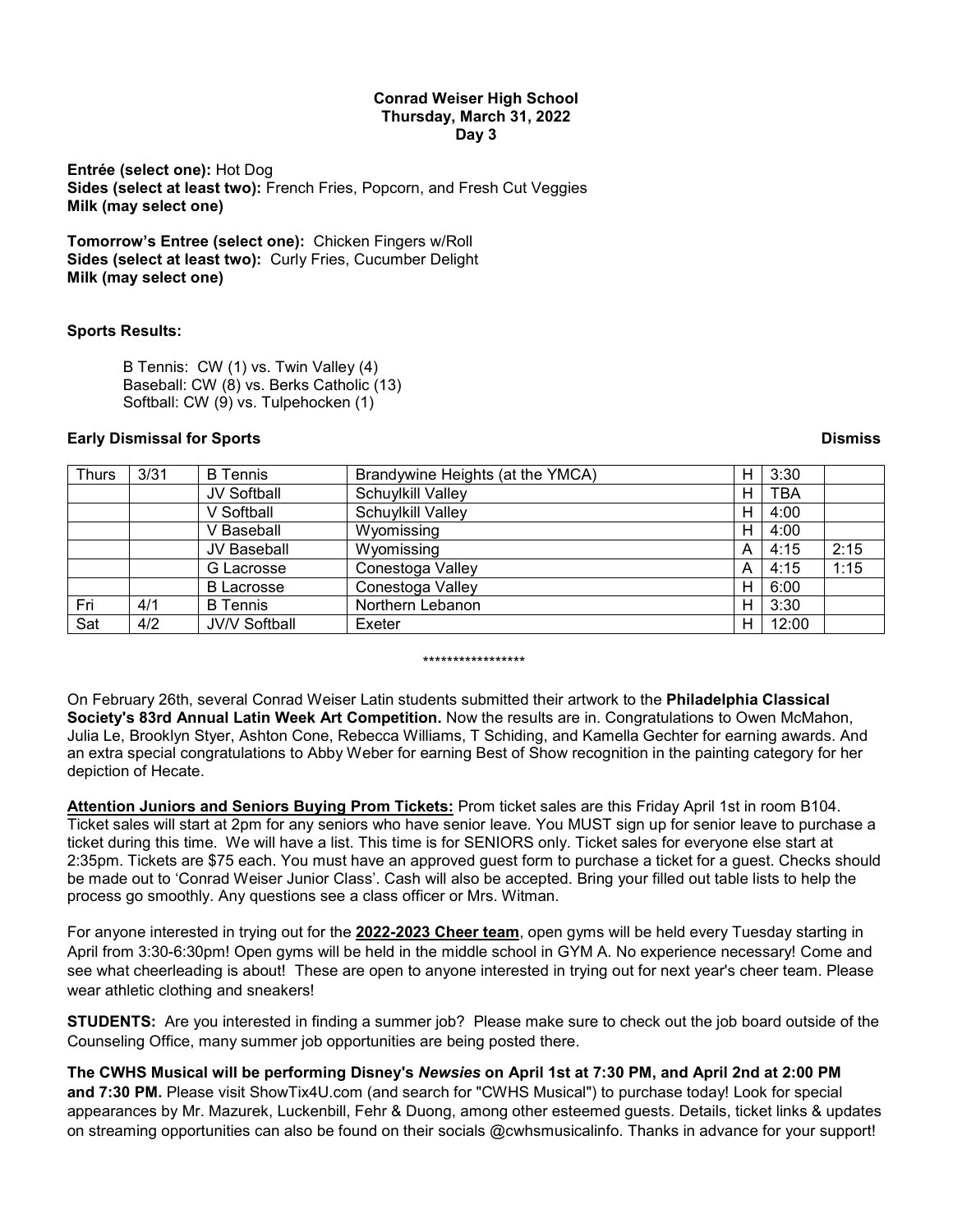**Conrad Weiser High School**
**Thursday, March 31, 2022**
**Day 3**

**Entrée (select one):** Hot Dog
**Sides (select at least two):** French Fries, Popcorn, and Fresh Cut Veggies
**Milk (may select one)**

**Tomorrow's Entree (select one):** Chicken Fingers w/Roll
**Sides (select at least two):** Curly Fries, Cucumber Delight
**Milk (may select one)**

**Sports Results:**

B Tennis: CW (1) vs. Twin Valley (4)
Baseball: CW (8) vs. Berks Catholic (13)
Softball: CW (9) vs. Tulpehocken (1)

**Early Dismissal for Sports** **Dismiss**

| Thurs | 3/31 | B Tennis | Brandywine Heights (at the YMCA) | H | 3:30 | |
|---|---|---|---|---|---|---|
| | | JV Softball | Schuylkill Valley | H | TBA | |
| | | V Softball | Schuylkill Valley | H | 4:00 | |
| | | V Baseball | Wyomissing | H | 4:00 | |
| | | JV Baseball | Wyomissing | A | 4:15 | 2:15 |
| | | G Lacrosse | Conestoga Valley | A | 4:15 | 1:15 |
| | | B Lacrosse | Conestoga Valley | H | 6:00 | |
| Fri | 4/1 | B Tennis | Northern Lebanon | H | 3:30 | |
| Sat | 4/2 | JV/V Softball | Exeter | H | 12:00 | |

*****************

On February 26th, several Conrad Weiser Latin students submitted their artwork to the **Philadelphia Classical Society's 83rd Annual Latin Week Art Competition.** Now the results are in. Congratulations to Owen McMahon, Julia Le, Brooklyn Styer, Ashton Cone, Rebecca Williams, T Schiding, and Kamella Gechter for earning awards. And an extra special congratulations to Abby Weber for earning Best of Show recognition in the painting category for her depiction of Hecate.

**Attention Juniors and Seniors Buying Prom Tickets:** Prom ticket sales are this Friday April 1st in room B104. Ticket sales will start at 2pm for any seniors who have senior leave. You MUST sign up for senior leave to purchase a ticket during this time. We will have a list. This time is for SENIORS only. Ticket sales for everyone else start at 2:35pm. Tickets are $75 each. You must have an approved guest form to purchase a ticket for a guest. Checks should be made out to 'Conrad Weiser Junior Class'. Cash will also be accepted. Bring your filled out table lists to help the process go smoothly. Any questions see a class officer or Mrs. Witman.

For anyone interested in trying out for the **2022-2023 Cheer team**, open gyms will be held every Tuesday starting in April from 3:30-6:30pm! Open gyms will be held in the middle school in GYM A. No experience necessary! Come and see what cheerleading is about! These are open to anyone interested in trying out for next year's cheer team. Please wear athletic clothing and sneakers!

**STUDENTS:** Are you interested in finding a summer job? Please make sure to check out the job board outside of the Counseling Office, many summer job opportunities are being posted there.

**The CWHS Musical will be performing Disney's *Newsies* on April 1st at 7:30 PM, and April 2nd at 2:00 PM and 7:30 PM.** Please visit ShowTix4U.com (and search for "CWHS Musical") to purchase today! Look for special appearances by Mr. Mazurek, Luckenbill, Fehr & Duong, among other esteemed guests. Details, ticket links & updates on streaming opportunities can also be found on their socials @cwhsmusicalinfo. Thanks in advance for your support!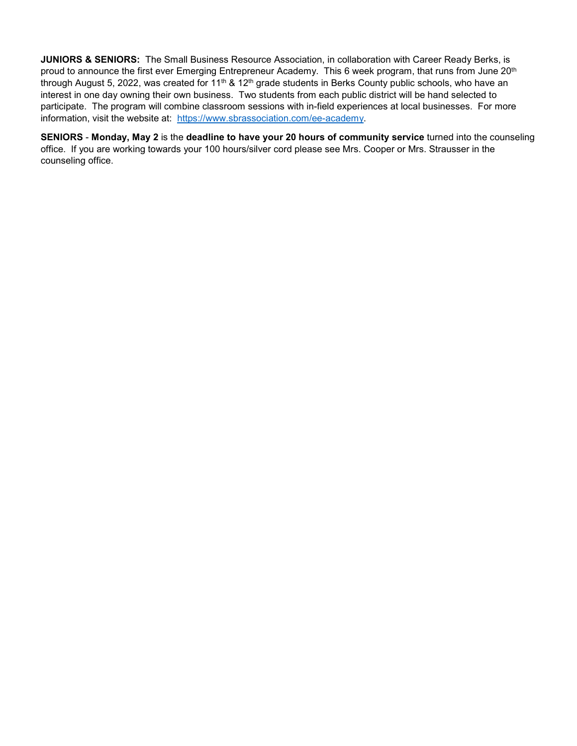**JUNIORS & SENIORS:** The Small Business Resource Association, in collaboration with Career Ready Berks, is proud to announce the first ever Emerging Entrepreneur Academy. This 6 week program, that runs from June 20th through August 5, 2022, was created for 11th & 12th grade students in Berks County public schools, who have an interest in one day owning their own business. Two students from each public district will be hand selected to participate. The program will combine classroom sessions with in-field experiences at local businesses. For more information, visit the website at: https://www.sbrassociation.com/ee-academy.

**SENIORS** - **Monday, May 2** is the **deadline to have your 20 hours of community service** turned into the counseling office. If you are working towards your 100 hours/silver cord please see Mrs. Cooper or Mrs. Strausser in the counseling office.